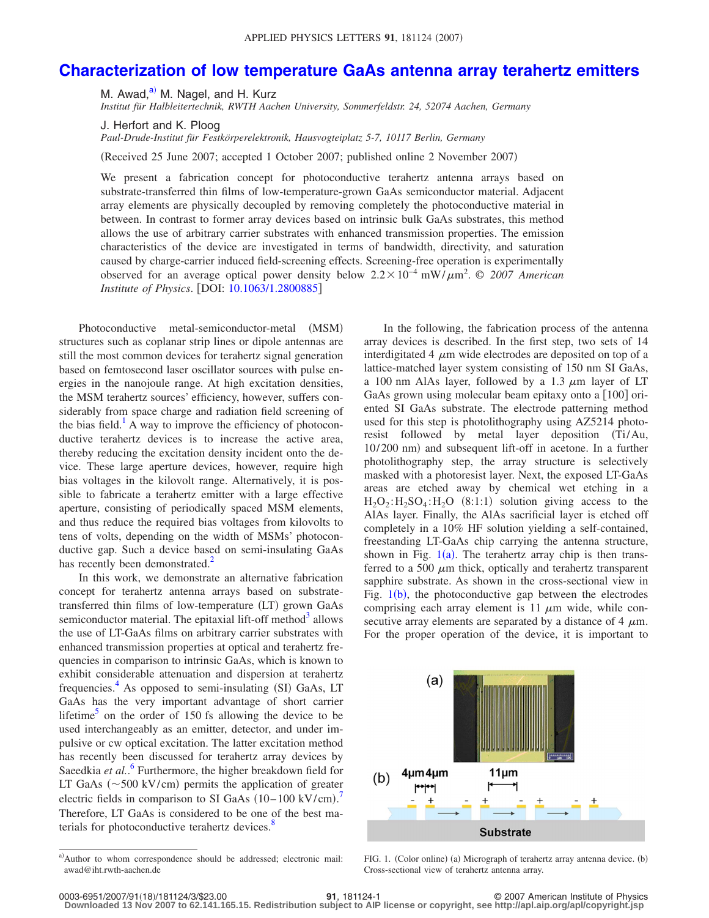# Characterization of low temperature GaAs antenna array terahertz emitters

M. Awad,[a] M. Nagel, and H. Kurz
*Institut für Halbleitertechnik, RWTH Aachen University, Sommerfeldstr. 24, 52074 Aachen, Germany*

J. Herfort and K. Ploog
*Paul-Drude-Institut für Festkörperelektronik, Hausvogteiplatz 5-7, 10117 Berlin, Germany*

(Received 25 June 2007; accepted 1 October 2007; published online 2 November 2007)

We present a fabrication concept for photoconductive terahertz antenna arrays based on substrate-transferred thin films of low-temperature-grown GaAs semiconductor material. Adjacent array elements are physically decoupled by removing completely the photoconductive material in between. In contrast to former array devices based on intrinsic bulk GaAs substrates, this method allows the use of arbitrary carrier substrates with enhanced transmission properties. The emission characteristics of the device are investigated in terms of bandwidth, directivity, and saturation caused by charge-carrier induced field-screening effects. Screening-free operation is experimentally observed for an average optical power density below $2.2\times10^{-4}$ mW/$\mu$m$^2$. © *2007 American Institute of Physics*. [DOI: 10.1063/1.2800885]

Photoconductive metal-semiconductor-metal (MSM) structures such as coplanar strip lines or dipole antennas are still the most common devices for terahertz signal generation based on femtosecond laser oscillator sources with pulse energies in the nanojoule range. At high excitation densities, the MSM terahertz sources' efficiency, however, suffers considerably from space charge and radiation field screening of the bias field.[1] A way to improve the efficiency of photoconductive terahertz devices is to increase the active area, thereby reducing the excitation density incident onto the device. These large aperture devices, however, require high bias voltages in the kilovolt range. Alternatively, it is possible to fabricate a terahertz emitter with a large effective aperture, consisting of periodically spaced MSM elements, and thus reduce the required bias voltages from kilovolts to tens of volts, depending on the width of MSMs' photoconductive gap. Such a device based on semi-insulating GaAs has recently been demonstrated.[2]

In this work, we demonstrate an alternative fabrication concept for terahertz antenna arrays based on substrate-transferred thin films of low-temperature (LT) grown GaAs semiconductor material. The epitaxial lift-off method[3] allows the use of LT-GaAs films on arbitrary carrier substrates with enhanced transmission properties at optical and terahertz frequencies in comparison to intrinsic GaAs, which is known to exhibit considerable attenuation and dispersion at terahertz frequencies.[4] As opposed to semi-insulating (SI) GaAs, LT GaAs has the very important advantage of short carrier lifetime[5] on the order of 150 fs allowing the device to be used interchangeably as an emitter, detector, and under impulsive or cw optical excitation. The latter excitation method has recently been discussed for terahertz array devices by Saeedkia *et al.*.[6] Furthermore, the higher breakdown field for LT GaAs (~500 kV/cm) permits the application of greater electric fields in comparison to SI GaAs (10–100 kV/cm).[7] Therefore, LT GaAs is considered to be one of the best materials for photoconductive terahertz devices.[8]

In the following, the fabrication process of the antenna array devices is described. In the first step, two sets of 14 interdigitated 4 $\mu$m wide electrodes are deposited on top of a lattice-matched layer system consisting of 150 nm SI GaAs, a 100 nm AlAs layer, followed by a 1.3 $\mu$m layer of LT GaAs grown using molecular beam epitaxy onto a [100] oriented SI GaAs substrate. The electrode patterning method used for this step is photolithography using AZ5214 photoresist followed by metal layer deposition (Ti/Au, 10/200 nm) and subsequent lift-off in acetone. In a further photolithography step, the array structure is selectively masked with a photoresist layer. Next, the exposed LT-GaAs areas are etched away by chemical wet etching in a $H_2O_2$:$H_2SO_4$:$H_2O$ (8:1:1) solution giving access to the AlAs layer. Finally, the AlAs sacrificial layer is etched off completely in a 10% HF solution yielding a self-contained, freestanding LT-GaAs chip carrying the antenna structure, shown in Fig. 1(a). The terahertz array chip is then transferred to a 500 $\mu$m thick, optically and terahertz transparent sapphire substrate. As shown in the cross-sectional view in Fig. 1(b), the photoconductive gap between the electrodes comprising each array element is 11 $\mu$m wide, while consecutive array elements are separated by a distance of 4 $\mu$m. For the proper operation of the device, it is important to

FIG. 1. (Color online) (a) Micrograph of terahertz array antenna device. (b) Cross-sectional view of terahertz antenna array.

[a] Author to whom correspondence should be addressed; electronic mail: awad@iht.rwth-aachen.de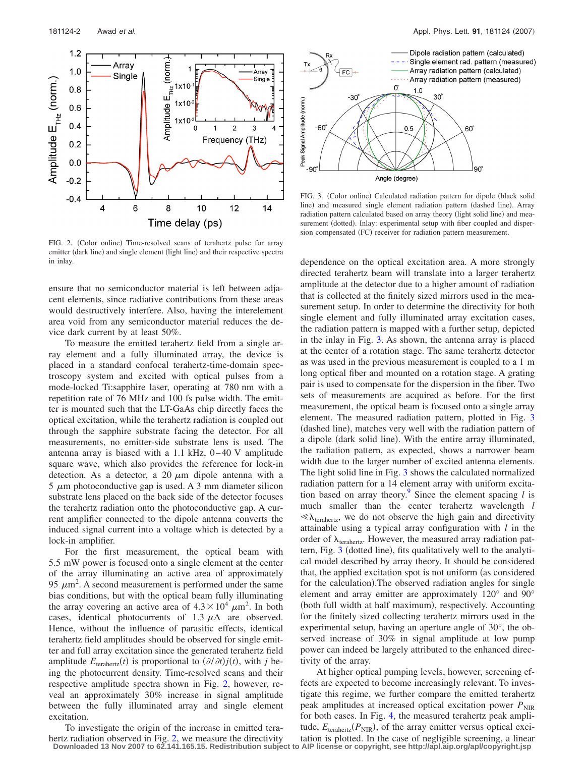FIG. 2. (Color online) Time-resolved scans of terahertz pulse for array emitter (dark line) and single element (light line) and their respective spectra in inlay.

FIG. 3. (Color online) Calculated radiation pattern for dipole (black solid line) and measured single element radiation pattern (dashed line). Array radiation pattern calculated based on array theory (light solid line) and measurement (dotted). Inlay: experimental setup with fiber coupled and dispersion compensated (FC) receiver for radiation pattern measurement.

ensure that no semiconductor material is left between adjacent elements, since radiative contributions from these areas would destructively interfere. Also, having the interelement area void from any semiconductor material reduces the device dark current by at least 50%.

To measure the emitted terahertz field from a single array element and a fully illuminated array, the device is placed in a standard confocal terahertz-time-domain spectroscopy system and excited with optical pulses from a mode-locked Ti:sapphire laser, operating at 780 nm with a repetition rate of 76 MHz and 100 fs pulse width. The emitter is mounted such that the LT-GaAs chip directly faces the optical excitation, while the terahertz radiation is coupled out through the sapphire substrate facing the detector. For all measurements, no emitter-side substrate lens is used. The antenna array is biased with a 1.1 kHz, 0–40 V amplitude square wave, which also provides the reference for lock-in detection. As a detector, a 20 $\mu$m dipole antenna with a 5 $\mu$m photoconductive gap is used. A 3 mm diameter silicon substrate lens placed on the back side of the detector focuses the terahertz radiation onto the photoconductive gap. A current amplifier connected to the dipole antenna converts the induced signal current into a voltage which is detected by a lock-in amplifier.

For the first measurement, the optical beam with 5.5 mW power is focused onto a single element at the center of the array illuminating an active area of approximately 95 $\mu m^2$. A second measurement is performed under the same bias conditions, but with the optical beam fully illuminating the array covering an active area of $4.3\times10^4$ $\mu m^2$. In both cases, identical photocurrents of 1.3 $\mu$A are observed. Hence, without the influence of parasitic effects, identical terahertz field amplitudes should be observed for single emitter and full array excitation since the generated terahertz field amplitude $E_{\mathrm{terahertz}}(t)$ is proportional to $(\partial/\partial t)j(t)$, with $j$ being the photocurrent density. Time-resolved scans and their respective amplitude spectra shown in Fig. 2, however, reveal an approximately 30% increase in signal amplitude between the fully illuminated array and single element excitation.

To investigate the origin of the increase in emitted terahertz radiation observed in Fig. 2, we measure the directivity dependence on the optical excitation area. A more strongly directed terahertz beam will translate into a larger terahertz amplitude at the detector due to a higher amount of radiation that is collected at the finitely sized mirrors used in the measurement setup. In order to determine the directivity for both single element and fully illuminated array excitation cases, the radiation pattern is mapped with a further setup, depicted in the inlay in Fig. 3. As shown, the antenna array is placed at the center of a rotation stage. The same terahertz detector as was used in the previous measurement is coupled to a 1 m long optical fiber and mounted on a rotation stage. A grating pair is used to compensate for the dispersion in the fiber. Two sets of measurements are acquired as before. For the first measurement, the optical beam is focused onto a single array element. The measured radiation pattern, plotted in Fig. 3 (dashed line), matches very well with the radiation pattern of a dipole (dark solid line). With the entire array illuminated, the radiation pattern, as expected, shows a narrower beam width due to the larger number of excited antenna elements. The light solid line in Fig. 3 shows the calculated normalized radiation pattern for a 14 element array with uniform excitation based on array theory.[9] Since the element spacing $l$ is much smaller than the center terahertz wavelength $l \ll \lambda_{\mathrm{terahertz}}$, we do not observe the high gain and directivity attainable using a typical array configuration with $l$ in the order of $\lambda_{\mathrm{terahertz}}$. However, the measured array radiation pattern, Fig. 3 (dotted line), fits qualitatively well to the analytical model described by array theory. It should be considered that, the applied excitation spot is not uniform (as considered for the calculation). The observed radiation angles for single element and array emitter are approximately 120° and 90° (both full width at half maximum), respectively. Accounting for the finitely sized collecting terahertz mirrors used in the experimental setup, having an aperture angle of 30°, the observed increase of 30% in signal amplitude at low pump power can indeed be largely attributed to the enhanced directivity of the array.

At higher optical pumping levels, however, screening effects are expected to become increasingly relevant. To investigate this regime, we further compare the emitted terahertz peak amplitudes at increased optical excitation power $P_{\mathrm{NIR}}$ for both cases. In Fig. 4, the measured terahertz peak amplitude, $E_{\mathrm{terahertz}}(P_{\mathrm{NIR}})$, of the array emitter versus optical excitation is plotted. In the case of negligible screening, a linear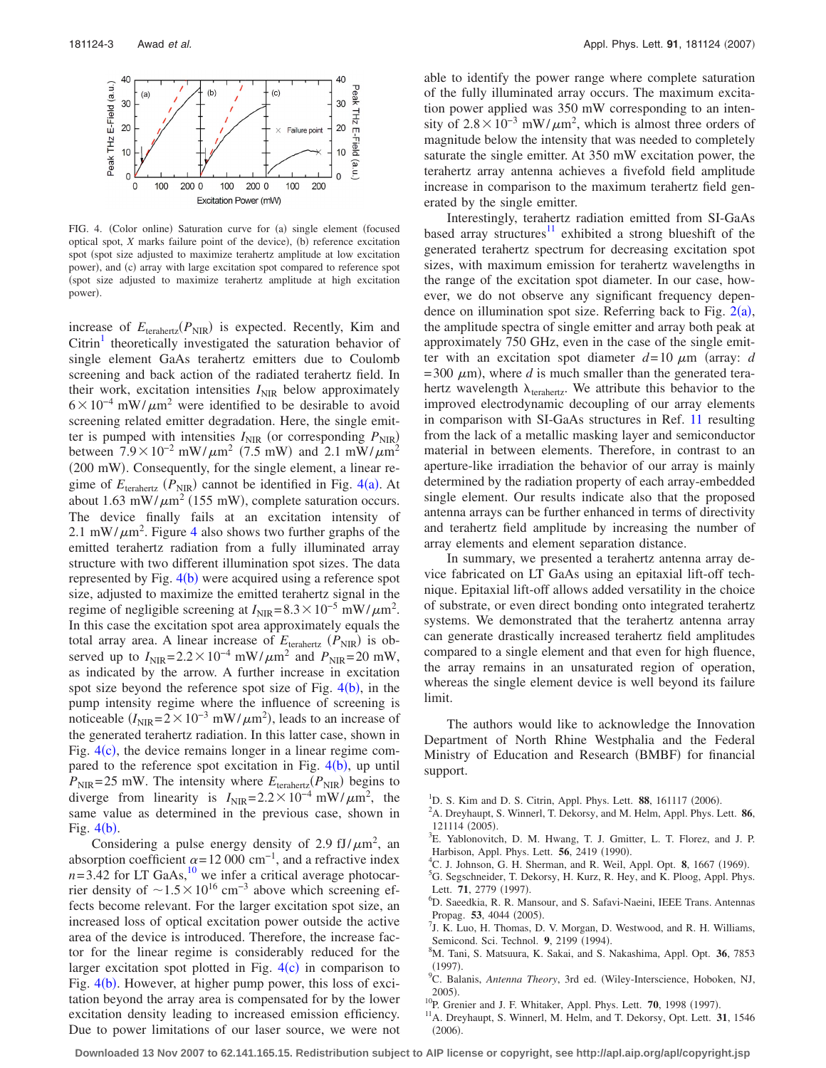Peak THz E-Field (a.u.)

Peak THz E-Field (a.u.)

Excitation Power (mW)

(a) (b) (c)

Failure point

FIG. 4. (Color online) Saturation curve for (a) single element (focused optical spot, *X* marks failure point of the device), (b) reference excitation spot (spot size adjusted to maximize terahertz amplitude at low excitation power), and (c) array with large excitation spot compared to reference spot (spot size adjusted to maximize terahertz amplitude at high excitation power).

increase of $E_{\mathrm{terahertz}}(P_{\mathrm{NIR}})$ is expected. Recently, Kim and Citrin[1] theoretically investigated the saturation behavior of single element GaAs terahertz emitters due to Coulomb screening and back action of the radiated terahertz field. In their work, excitation intensities $I_{\mathrm{NIR}}$ below approximately $6\times10^{-4}$ mW/$\mu$m$^2$ were identified to be desirable to avoid screening related emitter degradation. Here, the single emitter is pumped with intensities $I_{\mathrm{NIR}}$ (or corresponding $P_{\mathrm{NIR}}$) between $7.9\times10^{-2}$ mW/$\mu$m$^2$ (7.5 mW) and 2.1 mW/$\mu$m$^2$ (200 mW). Consequently, for the single element, a linear regime of $E_{\mathrm{terahertz}}$ ($P_{\mathrm{NIR}}$) cannot be identified in Fig. 4(a). At about 1.63 mW/$\mu$m$^2$ (155 mW), complete saturation occurs. The device finally fails at an excitation intensity of 2.1 mW/$\mu$m$^2$. Figure 4 also shows two further graphs of the emitted terahertz radiation from a fully illuminated array structure with two different illumination spot sizes. The data represented by Fig. 4(b) were acquired using a reference spot size, adjusted to maximize the emitted terahertz signal in the regime of negligible screening at $I_{\mathrm{NIR}}=8.3\times10^{-5}$ mW/$\mu$m$^2$. In this case the excitation spot area approximately equals the total array area. A linear increase of $E_{\mathrm{terahertz}}$ ($P_{\mathrm{NIR}}$) is observed up to $I_{\mathrm{NIR}}=2.2\times10^{-4}$ mW/$\mu$m$^2$ and $P_{\mathrm{NIR}}=20$ mW, as indicated by the arrow. A further increase in excitation spot size beyond the reference spot size of Fig. 4(b), in the pump intensity regime where the influence of screening is noticeable ($I_{\mathrm{NIR}}=2\times10^{-3}$ mW/$\mu$m$^2$), leads to an increase of the generated terahertz radiation. In this latter case, shown in Fig. 4(c), the device remains longer in a linear regime compared to the reference spot excitation in Fig. 4(b), up until $P_{\mathrm{NIR}}=25$ mW. The intensity where $E_{\mathrm{terahertz}}(P_{\mathrm{NIR}})$ begins to diverge from linearity is $I_{\mathrm{NIR}}=2.2\times10^{-4}$ mW/$\mu$m$^2$, the same value as determined in the previous case, shown in Fig. 4(b).

Considering a pulse energy density of 2.9 fJ/$\mu$m$^2$, an absorption coefficient $\alpha=12\,000$ cm$^{-1}$, and a refractive index $n=3.42$ for LT GaAs,[10] we infer a critical average photocarrier density of $\sim1.5\times10^{16}$ cm$^{-3}$ above which screening effects become relevant. For the larger excitation spot size, an increased loss of optical excitation power outside the active area of the device is introduced. Therefore, the increase factor for the linear regime is considerably reduced for the larger excitation spot plotted in Fig. 4(c) in comparison to Fig. 4(b). However, at higher pump power, this loss of excitation beyond the array area is compensated for by the lower excitation density leading to increased emission efficiency. Due to power limitations of our laser source, we were not able to identify the power range where complete saturation of the fully illuminated array occurs. The maximum excitation power applied was 350 mW corresponding to an intensity of $2.8\times10^{-3}$ mW/$\mu$m$^2$, which is almost three orders of magnitude below the intensity that was needed to completely saturate the single emitter. At 350 mW excitation power, the terahertz array antenna achieves a fivefold field amplitude increase in comparison to the maximum terahertz field generated by the single emitter.

Interestingly, terahertz radiation emitted from SI-GaAs based array structures[11] exhibited a strong blueshift of the generated terahertz spectrum for decreasing excitation spot sizes, with maximum emission for terahertz wavelengths in the range of the excitation spot diameter. In our case, however, we do not observe any significant frequency dependence on illumination spot size. Referring back to Fig. 2(a), the amplitude spectra of single emitter and array both peak at approximately 750 GHz, even in the case of the single emitter with an excitation spot diameter $d=10$ $\mu$m (array: $d=300$ $\mu$m), where $d$ is much smaller than the generated terahertz wavelength $\lambda_{\mathrm{terahertz}}$. We attribute this behavior to the improved electrodynamic decoupling of our array elements in comparison with SI-GaAs structures in Ref. 11 resulting from the lack of a metallic masking layer and semiconductor material in between elements. Therefore, in contrast to an aperture-like irradiation the behavior of our array is mainly determined by the radiation property of each array-embedded single element. Our results indicate also that the proposed antenna arrays can be further enhanced in terms of directivity and terahertz field amplitude by increasing the number of array elements and element separation distance.

In summary, we presented a terahertz antenna array device fabricated on LT GaAs using an epitaxial lift-off technique. Epitaxial lift-off allows added versatility in the choice of substrate, or even direct bonding onto integrated terahertz systems. We demonstrated that the terahertz antenna array can generate drastically increased terahertz field amplitudes compared to a single element and that even for high fluence, the array remains in an unsaturated region of operation, whereas the single element device is well beyond its failure limit.

The authors would like to acknowledge the Innovation Department of North Rhine Westphalia and the Federal Ministry of Education and Research (BMBF) for financial support.

[1] D. S. Kim and D. S. Citrin, Appl. Phys. Lett. **88**, 161117 (2006).
[2] A. Dreyhaupt, S. Winnerl, T. Dekorsy, and M. Helm, Appl. Phys. Lett. **86**, 121114 (2005).
[3] E. Yablonovitch, D. M. Hwang, T. J. Gmitter, L. T. Florez, and J. P. Harbison, Appl. Phys. Lett. **56**, 2419 (1990).
[4] C. J. Johnson, G. H. Sherman, and R. Weil, Appl. Opt. **8**, 1667 (1969).
[5] G. Segschneider, T. Dekorsy, H. Kurz, R. Hey, and K. Ploog, Appl. Phys. Lett. **71**, 2779 (1997).
[6] D. Saeedkia, R. R. Mansour, and S. Safavi-Naeini, IEEE Trans. Antennas Propag. **53**, 4044 (2005).
[7] J. K. Luo, H. Thomas, D. V. Morgan, D. Westwood, and R. H. Williams, Semicond. Sci. Technol. **9**, 2199 (1994).
[8] M. Tani, S. Matsuura, K. Sakai, and S. Nakashima, Appl. Opt. **36**, 7853 (1997).
[9] C. Balanis, *Antenna Theory*, 3rd ed. (Wiley-Interscience, Hoboken, NJ, 2005).
[10] P. Grenier and J. F. Whitaker, Appl. Phys. Lett. **70**, 1998 (1997).
[11] A. Dreyhaupt, S. Winnerl, M. Helm, and T. Dekorsy, Opt. Lett. **31**, 1546 (2006).